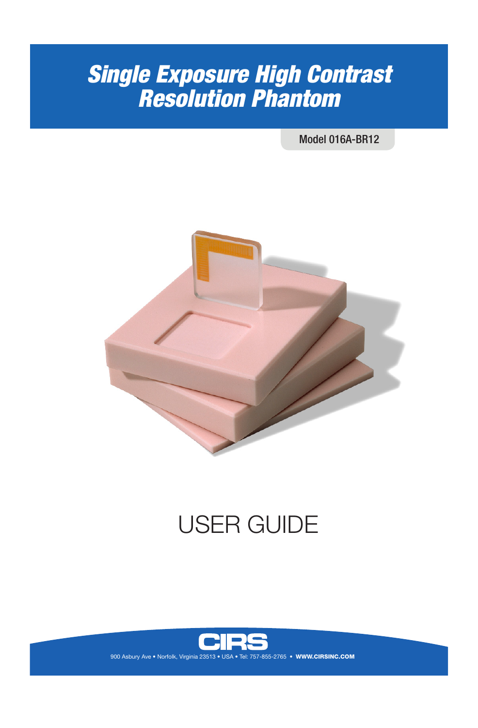# Single Exposure High Contrast Resolution Phantom

Model 016A-BR12

USER GUIDE

CIRS

900 Asbury Ave • Norfolk, Virginia 23513 • USA • Tel: 757-855-2765 • **WWW.CIRSINC.COM**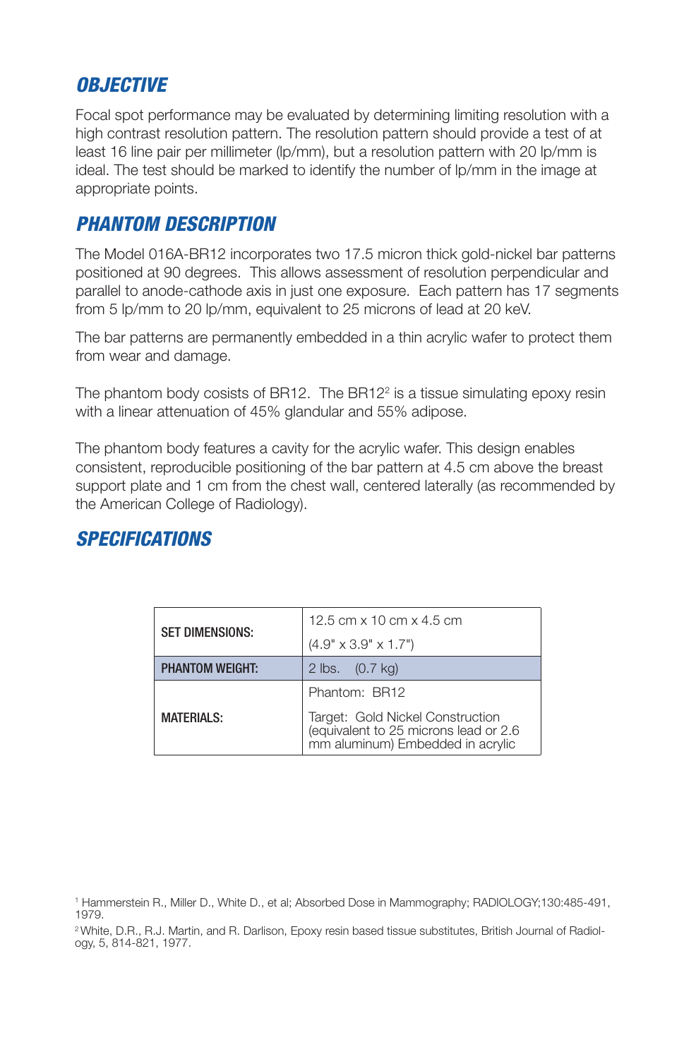## OBJECTIVE

Focal spot performance may be evaluated by determining limiting resolution with a high contrast resolution pattern. The resolution pattern should provide a test of at least 16 line pair per millimeter (lp/mm), but a resolution pattern with 20 lp/mm is ideal. The test should be marked to identify the number of lp/mm in the image at appropriate points.

## PHANTOM DESCRIPTION

The Model 016A-BR12 incorporates two 17.5 micron thick gold-nickel bar patterns positioned at 90 degrees. This allows assessment of resolution perpendicular and parallel to anode-cathode axis in just one exposure. Each pattern has 17 segments from 5 lp/mm to 20 lp/mm, equivalent to 25 microns of lead at 20 keV.

The bar patterns are permanently embedded in a thin acrylic wafer to protect them from wear and damage.

The phantom body cosists of BR12. The BR12[2] is a tissue simulating epoxy resin with a linear attenuation of 45% glandular and 55% adipose.

The phantom body features a cavity for the acrylic wafer. This design enables consistent, reproducible positioning of the bar pattern at 4.5 cm above the breast support plate and 1 cm from the chest wall, centered laterally (as recommended by the American College of Radiology).

## SPECIFICATIONS

| | |
|---|---|
| **SET DIMENSIONS:** | 12.5 cm x 10 cm x 4.5 cm (4.9" x 3.9" x 1.7") |
| **PHANTOM WEIGHT:** | 2 lbs. (0.7 kg) |
| **MATERIALS:** | Phantom: BR12<br>Target: Gold Nickel Construction (equivalent to 25 microns lead or 2.6 mm aluminum) Embedded in acrylic |

[1] Hammerstein R., Miller D., White D., et al; Absorbed Dose in Mammography; RADIOLOGY;130:485-491, 1979.

[2] White, D.R., R.J. Martin, and R. Darlison, Epoxy resin based tissue substitutes, British Journal of Radiology, 5, 814-821, 1977.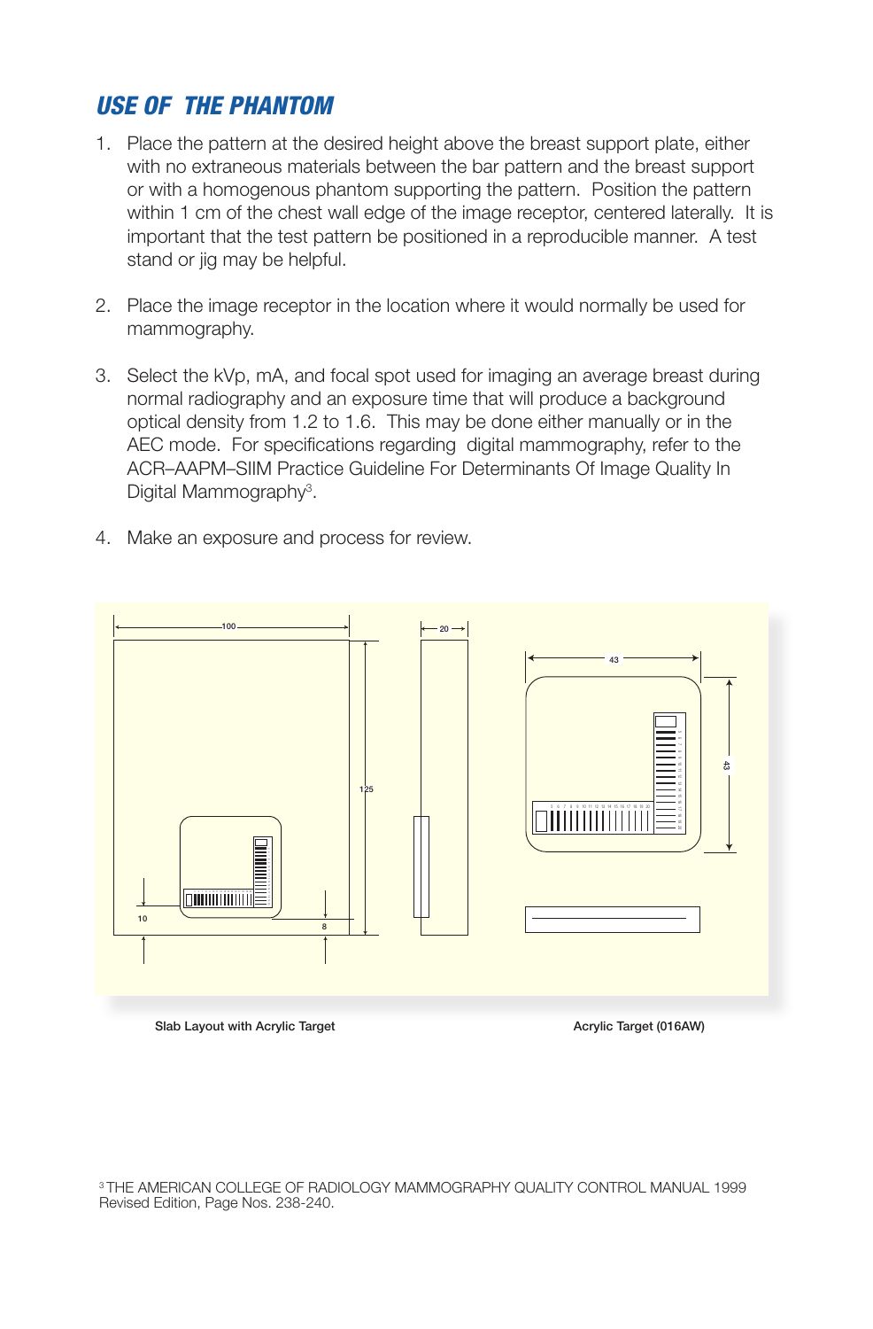## USE OF THE PHANTOM

1. Place the pattern at the desired height above the breast support plate, either with no extraneous materials between the bar pattern and the breast support or with a homogenous phantom supporting the pattern. Position the pattern within 1 cm of the chest wall edge of the image receptor, centered laterally. It is important that the test pattern be positioned in a reproducible manner. A test stand or jig may be helpful.

2. Place the image receptor in the location where it would normally be used for mammography.

3. Select the kVp, mA, and focal spot used for imaging an average breast during normal radiography and an exposure time that will produce a background optical density from 1.2 to 1.6. This may be done either manually or in the AEC mode. For specifications regarding digital mammography, refer to the ACR–AAPM–SIIM Practice Guideline For Determinants Of Image Quality In Digital Mammography[3].

4. Make an exposure and process for review.

Slab Layout with Acrylic Target

Acrylic Target (016AW)

[3] THE AMERICAN COLLEGE OF RADIOLOGY MAMMOGRAPHY QUALITY CONTROL MANUAL 1999 Revised Edition, Page Nos. 238-240.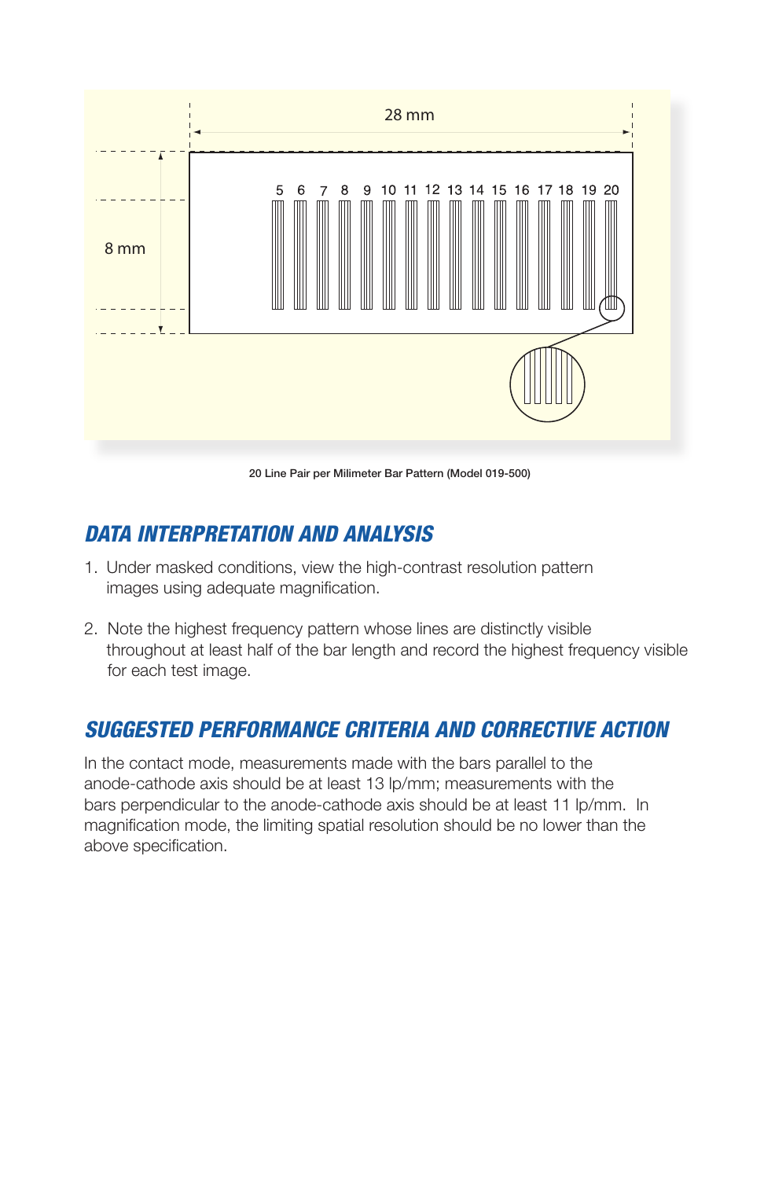20 Line Pair per Milimeter Bar Pattern (Model 019-500)

## DATA INTERPRETATION AND ANALYSIS

1. Under masked conditions, view the high-contrast resolution pattern images using adequate magnification.

2. Note the highest frequency pattern whose lines are distinctly visible throughout at least half of the bar length and record the highest frequency visible for each test image.

## SUGGESTED PERFORMANCE CRITERIA AND CORRECTIVE ACTION

In the contact mode, measurements made with the bars parallel to the anode-cathode axis should be at least 13 lp/mm; measurements with the bars perpendicular to the anode-cathode axis should be at least 11 lp/mm. In magnification mode, the limiting spatial resolution should be no lower than the above specification.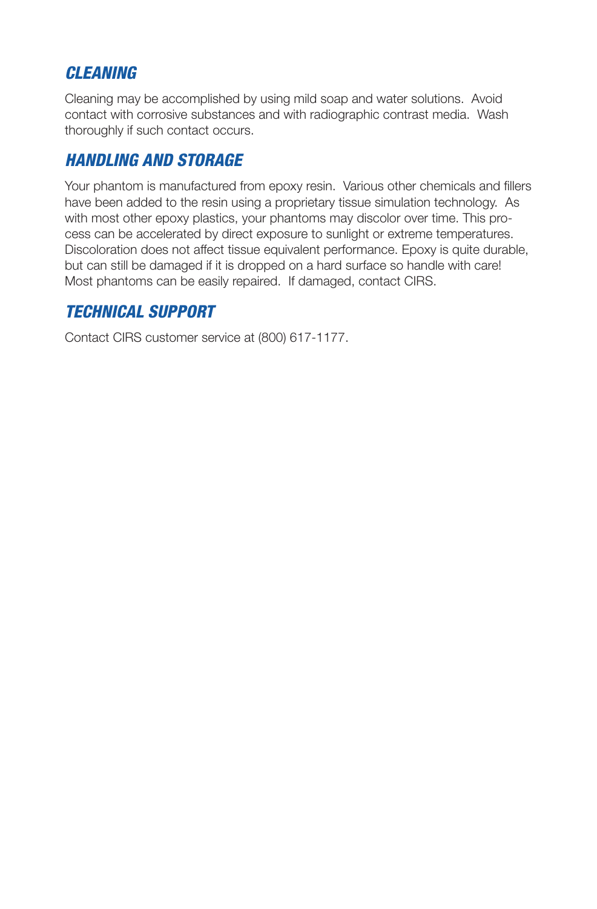## *CLEANING*

Cleaning may be accomplished by using mild soap and water solutions. Avoid contact with corrosive substances and with radiographic contrast media. Wash thoroughly if such contact occurs.

## *HANDLING AND STORAGE*

Your phantom is manufactured from epoxy resin. Various other chemicals and fillers have been added to the resin using a proprietary tissue simulation technology. As with most other epoxy plastics, your phantoms may discolor over time. This process can be accelerated by direct exposure to sunlight or extreme temperatures. Discoloration does not affect tissue equivalent performance. Epoxy is quite durable, but can still be damaged if it is dropped on a hard surface so handle with care! Most phantoms can be easily repaired. If damaged, contact CIRS.

## *TECHNICAL SUPPORT*

Contact CIRS customer service at (800) 617-1177.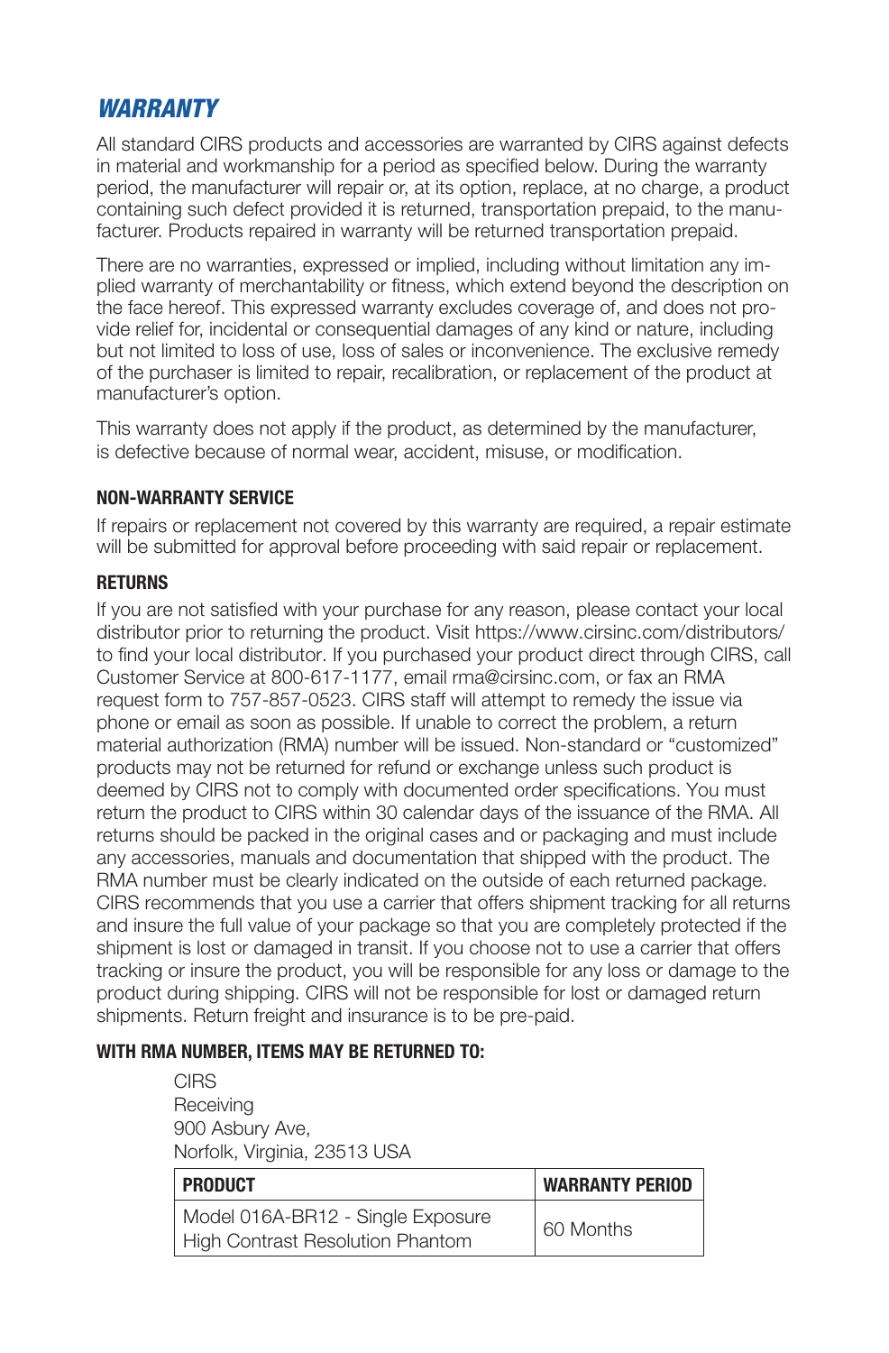## *WARRANTY*

All standard CIRS products and accessories are warranted by CIRS against defects in material and workmanship for a period as specified below. During the warranty period, the manufacturer will repair or, at its option, replace, at no charge, a product containing such defect provided it is returned, transportation prepaid, to the manufacturer. Products repaired in warranty will be returned transportation prepaid.

There are no warranties, expressed or implied, including without limitation any implied warranty of merchantability or fitness, which extend beyond the description on the face hereof. This expressed warranty excludes coverage of, and does not provide relief for, incidental or consequential damages of any kind or nature, including but not limited to loss of use, loss of sales or inconvenience. The exclusive remedy of the purchaser is limited to repair, recalibration, or replacement of the product at manufacturer's option.

This warranty does not apply if the product, as determined by the manufacturer, is defective because of normal wear, accident, misuse, or modification.

### NON-WARRANTY SERVICE

If repairs or replacement not covered by this warranty are required, a repair estimate will be submitted for approval before proceeding with said repair or replacement.

### RETURNS

If you are not satisfied with your purchase for any reason, please contact your local distributor prior to returning the product. Visit https://www.cirsinc.com/distributors/ to find your local distributor. If you purchased your product direct through CIRS, call Customer Service at 800-617-1177, email rma@cirsinc.com, or fax an RMA request form to 757-857-0523. CIRS staff will attempt to remedy the issue via phone or email as soon as possible. If unable to correct the problem, a return material authorization (RMA) number will be issued. Non-standard or "customized" products may not be returned for refund or exchange unless such product is deemed by CIRS not to comply with documented order specifications. You must return the product to CIRS within 30 calendar days of the issuance of the RMA. All returns should be packed in the original cases and or packaging and must include any accessories, manuals and documentation that shipped with the product. The RMA number must be clearly indicated on the outside of each returned package. CIRS recommends that you use a carrier that offers shipment tracking for all returns and insure the full value of your package so that you are completely protected if the shipment is lost or damaged in transit. If you choose not to use a carrier that offers tracking or insure the product, you will be responsible for any loss or damage to the product during shipping. CIRS will not be responsible for lost or damaged return shipments. Return freight and insurance is to be pre-paid.

### WITH RMA NUMBER, ITEMS MAY BE RETURNED TO:

CIRS
Receiving
900 Asbury Ave,
Norfolk, Virginia, 23513 USA

| PRODUCT | WARRANTY PERIOD |
|---|---|
| Model 016A-BR12 - Single Exposure High Contrast Resolution Phantom | 60 Months |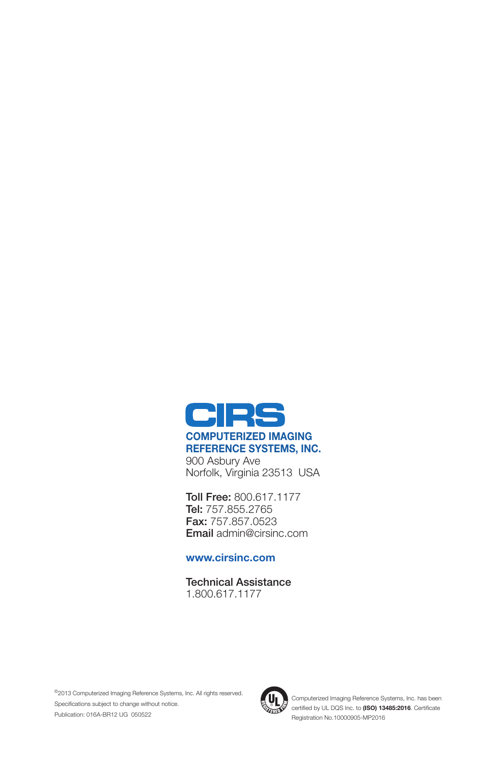# CIRS

**COMPUTERIZED IMAGING REFERENCE SYSTEMS, INC.**
900 Asbury Ave
Norfolk, Virginia 23513 USA

**Toll Free:** 800.617.1177
**Tel:** 757.855.2765
**Fax:** 757.857.0523
**Email** admin@cirsinc.com

**www.cirsinc.com**

**Technical Assistance**
1.800.617.1177

©2013 Computerized Imaging Reference Systems, Inc. All rights reserved.
Specifications subject to change without notice.
Publication: 016A-BR12 UG 050522

Computerized Imaging Reference Systems, Inc. has been certified by UL DQS Inc. to **(ISO) 13485:2016**. Certificate Registration No.10000905-MP2016